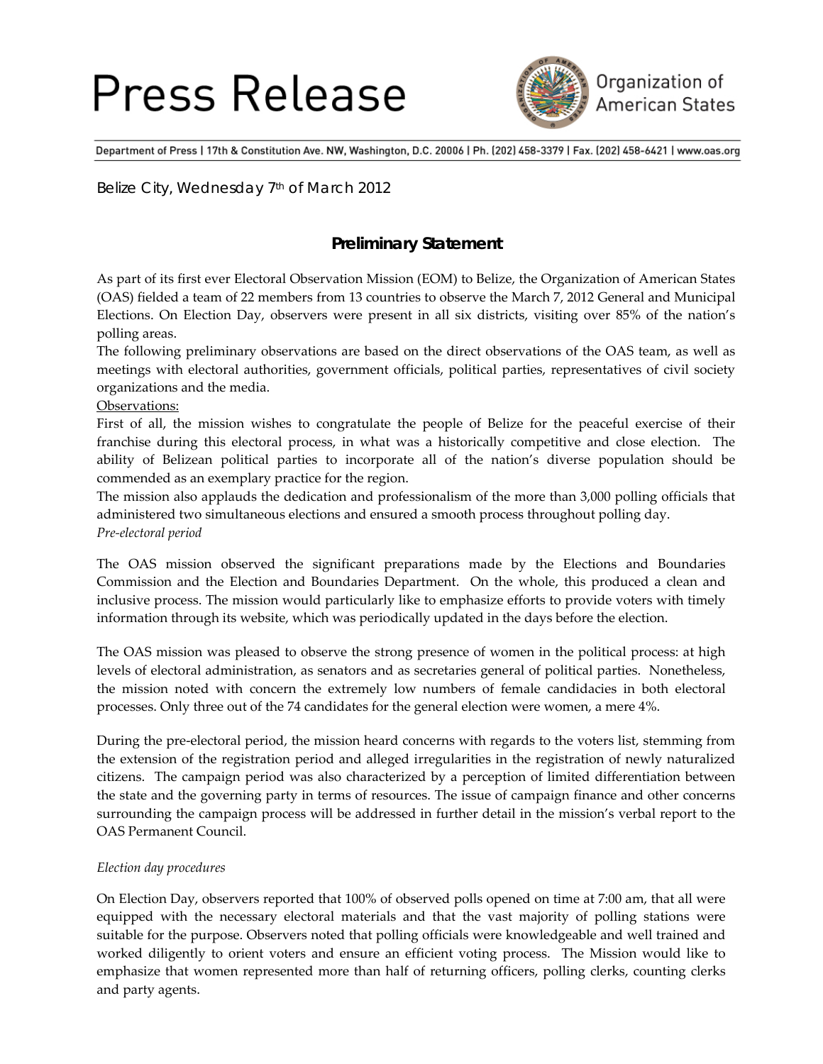# Press Release

Organization of American States

Department of Press | 17th & Constitution Ave. NW, Washington, D.C. 20006 | Ph. (202) 458-3379 | Fax. (202) 458-6421 | www.oas.org

Belize City, Wednesday 7th of March 2012

## Preliminary Statement

As part of its first ever Electoral Observation Mission (EOM) to Belize, the Organization of American States (OAS) fielded a team of 22 members from 13 countries to observe the March 7, 2012 General and Municipal Elections. On Election Day, observers were present in all six districts, visiting over 85% of the nation's polling areas.

The following preliminary observations are based on the direct observations of the OAS team, as well as meetings with electoral authorities, government officials, political parties, representatives of civil society organizations and the media.

Observations:

First of all, the mission wishes to congratulate the people of Belize for the peaceful exercise of their franchise during this electoral process, in what was a historically competitive and close election. The ability of Belizean political parties to incorporate all of the nation's diverse population should be commended as an exemplary practice for the region.

The mission also applauds the dedication and professionalism of the more than 3,000 polling officials that administered two simultaneous elections and ensured a smooth process throughout polling day.

*Pre-electoral period*

The OAS mission observed the significant preparations made by the Elections and Boundaries Commission and the Election and Boundaries Department. On the whole, this produced a clean and inclusive process. The mission would particularly like to emphasize efforts to provide voters with timely information through its website, which was periodically updated in the days before the election.

The OAS mission was pleased to observe the strong presence of women in the political process: at high levels of electoral administration, as senators and as secretaries general of political parties. Nonetheless, the mission noted with concern the extremely low numbers of female candidacies in both electoral processes. Only three out of the 74 candidates for the general election were women, a mere 4%.

During the pre-electoral period, the mission heard concerns with regards to the voters list, stemming from the extension of the registration period and alleged irregularities in the registration of newly naturalized citizens. The campaign period was also characterized by a perception of limited differentiation between the state and the governing party in terms of resources. The issue of campaign finance and other concerns surrounding the campaign process will be addressed in further detail in the mission's verbal report to the OAS Permanent Council.

*Election day procedures*

On Election Day, observers reported that 100% of observed polls opened on time at 7:00 am, that all were equipped with the necessary electoral materials and that the vast majority of polling stations were suitable for the purpose. Observers noted that polling officials were knowledgeable and well trained and worked diligently to orient voters and ensure an efficient voting process. The Mission would like to emphasize that women represented more than half of returning officers, polling clerks, counting clerks and party agents.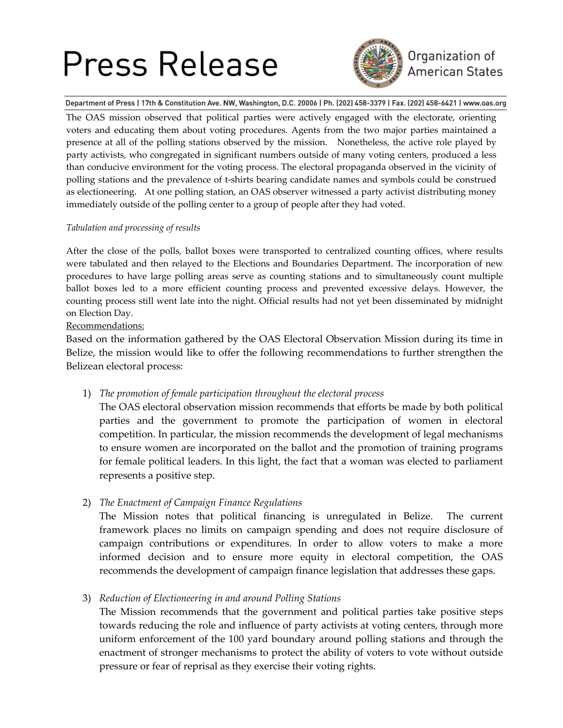The OAS mission observed that political parties were actively engaged with the electorate, orienting voters and educating them about voting procedures. Agents from the two major parties maintained a presence at all of the polling stations observed by the mission. Nonetheless, the active role played by party activists, who congregated in significant numbers outside of many voting centers, produced a less than conducive environment for the voting process. The electoral propaganda observed in the vicinity of polling stations and the prevalence of t-shirts bearing candidate names and symbols could be construed as electioneering. At one polling station, an OAS observer witnessed a party activist distributing money immediately outside of the polling center to a group of people after they had voted.

*Tabulation and processing of results*

After the close of the polls, ballot boxes were transported to centralized counting offices, where results were tabulated and then relayed to the Elections and Boundaries Department. The incorporation of new procedures to have large polling areas serve as counting stations and to simultaneously count multiple ballot boxes led to a more efficient counting process and prevented excessive delays. However, the counting process still went late into the night. Official results had not yet been disseminated by midnight on Election Day.

<u>Recommendations:</u>

Based on the information gathered by the OAS Electoral Observation Mission during its time in Belize, the mission would like to offer the following recommendations to further strengthen the Belizean electoral process:

1) *The promotion of female participation throughout the electoral process*
   The OAS electoral observation mission recommends that efforts be made by both political parties and the government to promote the participation of women in electoral competition. In particular, the mission recommends the development of legal mechanisms to ensure women are incorporated on the ballot and the promotion of training programs for female political leaders. In this light, the fact that a woman was elected to parliament represents a positive step.

2) *The Enactment of Campaign Finance Regulations*
   The Mission notes that political financing is unregulated in Belize. The current framework places no limits on campaign spending and does not require disclosure of campaign contributions or expenditures. In order to allow voters to make a more informed decision and to ensure more equity in electoral competition, the OAS recommends the development of campaign finance legislation that addresses these gaps.

3) *Reduction of Electioneering in and around Polling Stations*
   The Mission recommends that the government and political parties take positive steps towards reducing the role and influence of party activists at voting centers, through more uniform enforcement of the 100 yard boundary around polling stations and through the enactment of stronger mechanisms to protect the ability of voters to vote without outside pressure or fear of reprisal as they exercise their voting rights.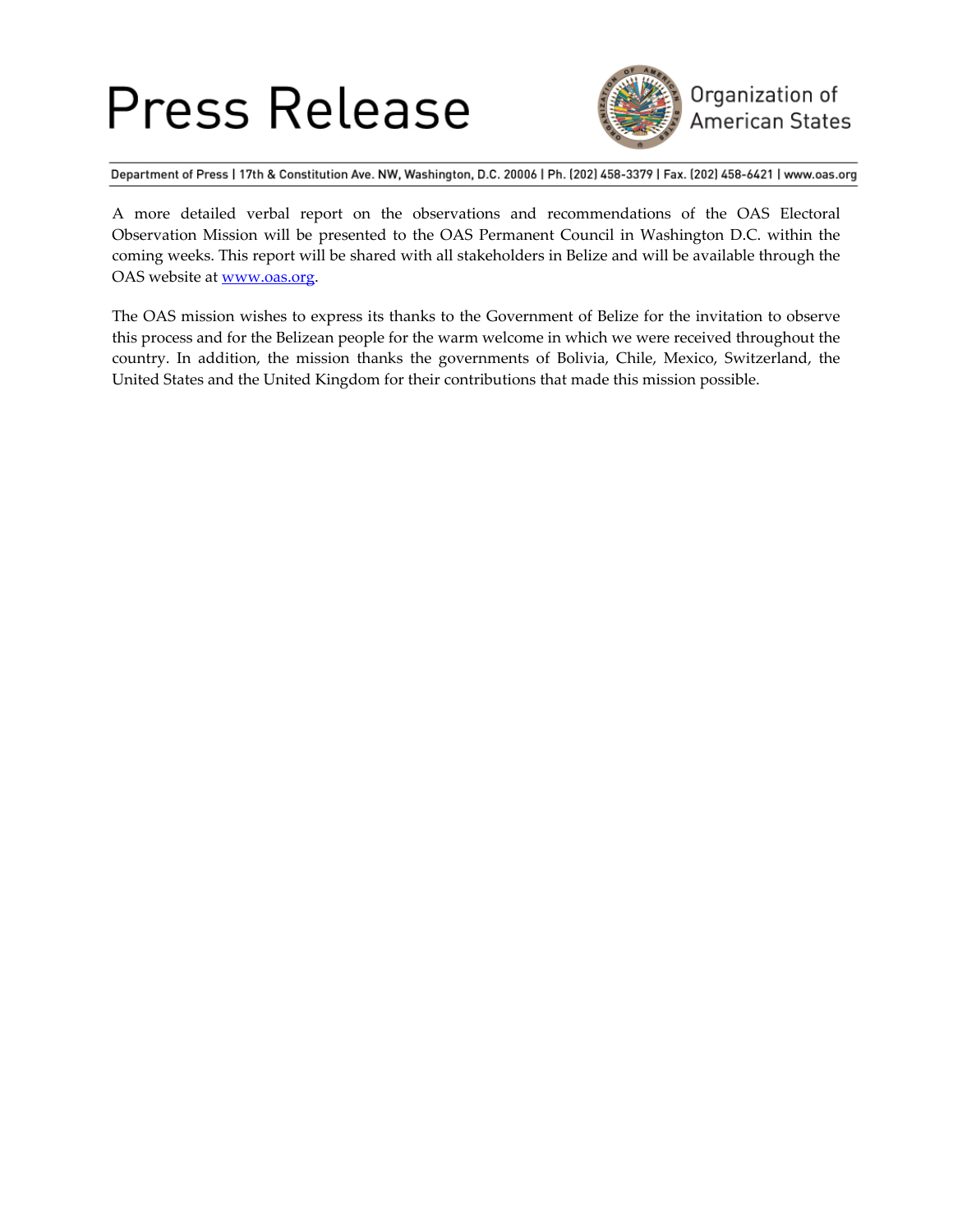A more detailed verbal report on the observations and recommendations of the OAS Electoral Observation Mission will be presented to the OAS Permanent Council in Washington D.C. within the coming weeks. This report will be shared with all stakeholders in Belize and will be available through the OAS website at www.oas.org.

The OAS mission wishes to express its thanks to the Government of Belize for the invitation to observe this process and for the Belizean people for the warm welcome in which we were received throughout the country. In addition, the mission thanks the governments of Bolivia, Chile, Mexico, Switzerland, the United States and the United Kingdom for their contributions that made this mission possible.